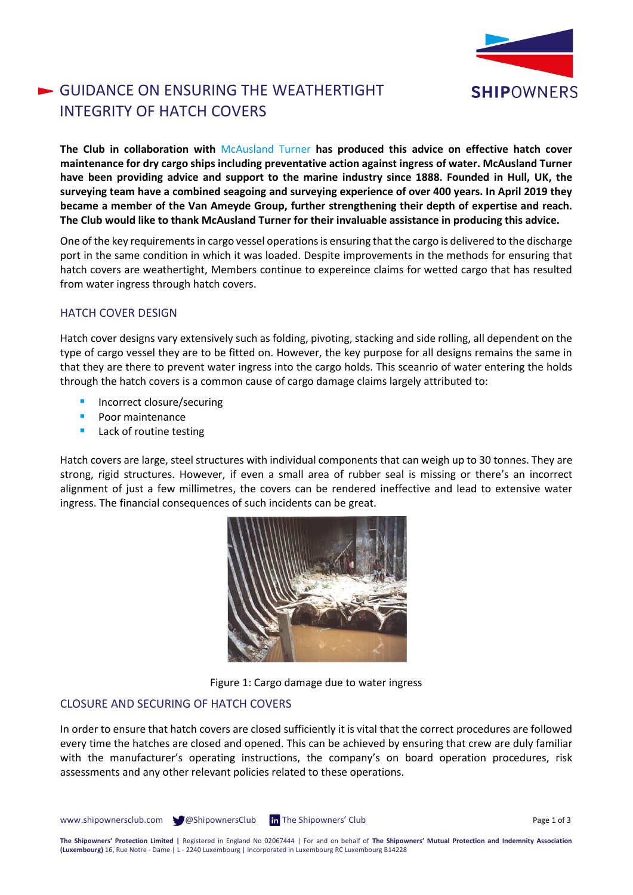# GUIDANCE ON ENSURING THE WEATHERTIGHT INTEGRITY OF HATCH COVERS

**The Club in collaboration with** McAusland Turner **has produced this advice on effective hatch cover maintenance for dry cargo ships including preventative action against ingress of water. McAusland Turner have been providing advice and support to the marine industry since 1888. Founded in Hull, UK, the surveying team have a combined seagoing and surveying experience of over 400 years. In April 2019 they became a member of the Van Ameyde Group, further strengthening their depth of expertise and reach. The Club would like to thank McAusland Turner for their invaluable assistance in producing this advice.**

One of the key requirements in cargo vessel operations is ensuring that the cargo is delivered to the discharge port in the same condition in which it was loaded. Despite improvements in the methods for ensuring that hatch covers are weathertight, Members continue to expereince claims for wetted cargo that has resulted from water ingress through hatch covers.

## HATCH COVER DESIGN

Hatch cover designs vary extensively such as folding, pivoting, stacking and side rolling, all dependent on the type of cargo vessel they are to be fitted on. However, the key purpose for all designs remains the same in that they are there to prevent water ingress into the cargo holds. This sceanrio of water entering the holds through the hatch covers is a common cause of cargo damage claims largely attributed to:

- Incorrect closure/securing
- Poor maintenance
- Lack of routine testing

Hatch covers are large, steel structures with individual components that can weigh up to 30 tonnes. They are strong, rigid structures. However, if even a small area of rubber seal is missing or there's an incorrect alignment of just a few millimetres, the covers can be rendered ineffective and lead to extensive water ingress. The financial consequences of such incidents can be great.

Figure 1: Cargo damage due to water ingress

## CLOSURE AND SECURING OF HATCH COVERS

In order to ensure that hatch covers are closed sufficiently it is vital that the correct procedures are followed every time the hatches are closed and opened. This can be achieved by ensuring that crew are duly familiar with the manufacturer's operating instructions, the company's on board operation procedures, risk assessments and any other relevant policies related to these operations.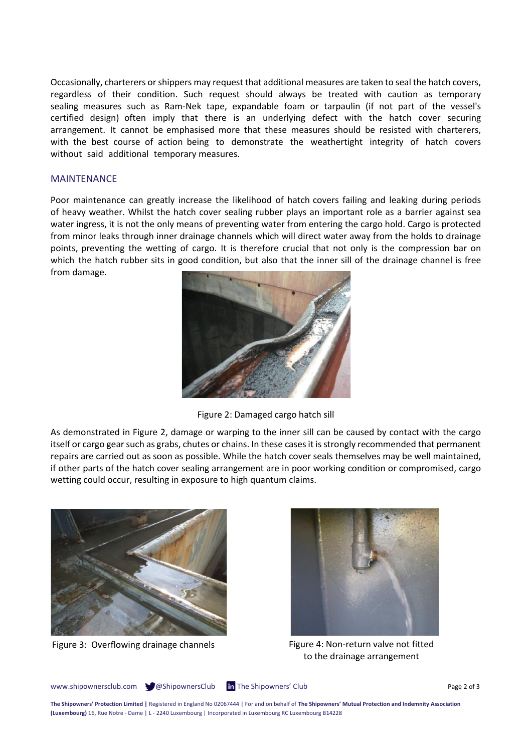Occasionally, charterers or shippers may request that additional measures are taken to seal the hatch covers, regardless of their condition. Such request should always be treated with caution as temporary sealing measures such as Ram-Nek tape, expandable foam or tarpaulin (if not part of the vessel's certified design) often imply that there is an underlying defect with the hatch cover securing arrangement. It cannot be emphasised more that these measures should be resisted with charterers, with the best course of action being to demonstrate the weathertight integrity of hatch covers without said additional temporary measures.

## MAINTENANCE

Poor maintenance can greatly increase the likelihood of hatch covers failing and leaking during periods of heavy weather. Whilst the hatch cover sealing rubber plays an important role as a barrier against sea water ingress, it is not the only means of preventing water from entering the cargo hold. Cargo is protected from minor leaks through inner drainage channels which will direct water away from the holds to drainage points, preventing the wetting of cargo. It is therefore crucial that not only is the compression bar on which the hatch rubber sits in good condition, but also that the inner sill of the drainage channel is free from damage.

Figure 2: Damaged cargo hatch sill

As demonstrated in Figure 2, damage or warping to the inner sill can be caused by contact with the cargo itself or cargo gear such as grabs, chutes or chains. In these cases it is strongly recommended that permanent repairs are carried out as soon as possible. While the hatch cover seals themselves may be well maintained, if other parts of the hatch cover sealing arrangement are in poor working condition or compromised, cargo wetting could occur, resulting in exposure to high quantum claims.

Figure 3: Overflowing drainage channels

Figure 4: Non-return valve not fitted to the drainage arrangement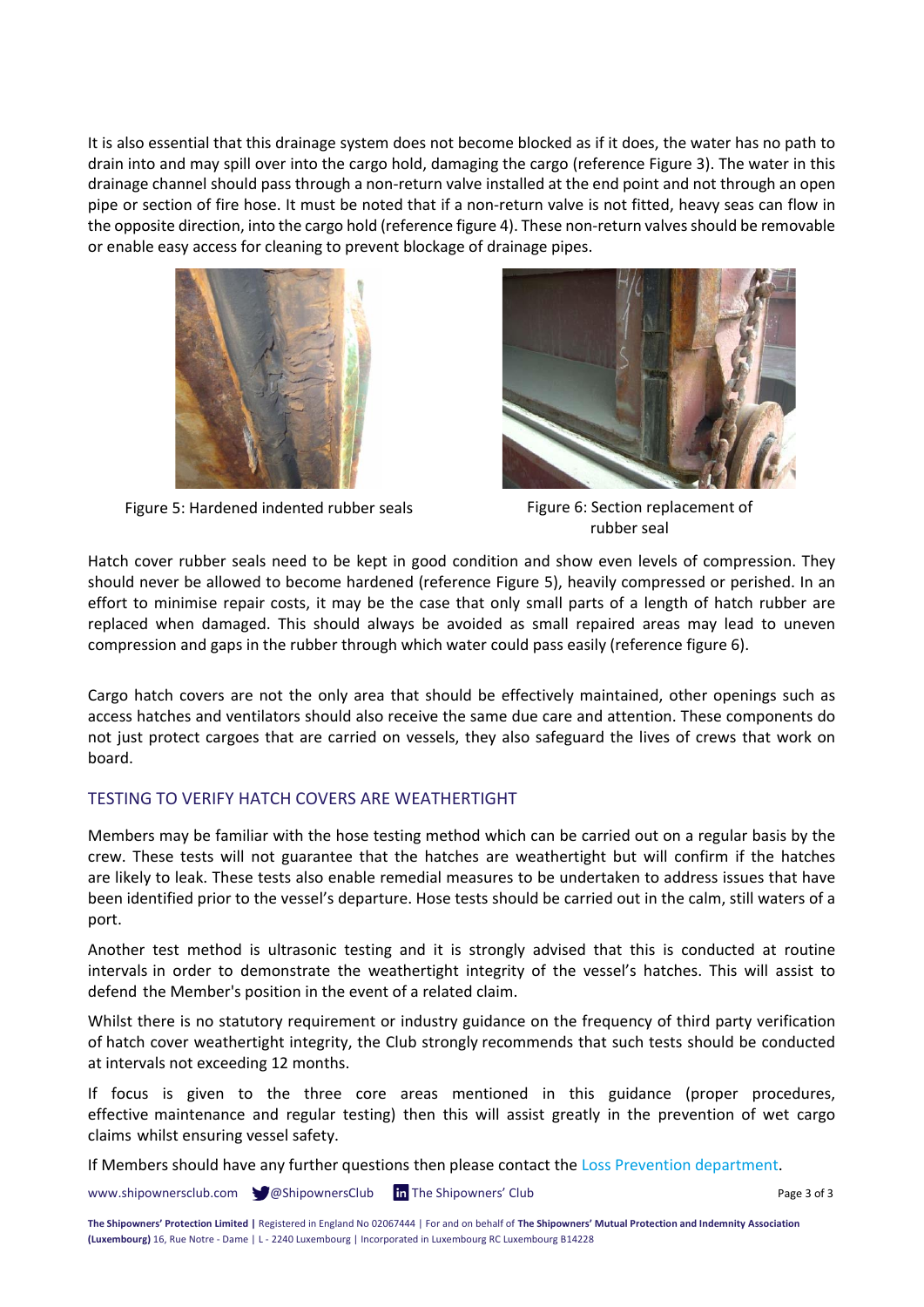It is also essential that this drainage system does not become blocked as if it does, the water has no path to drain into and may spill over into the cargo hold, damaging the cargo (reference Figure 3). The water in this drainage channel should pass through a non-return valve installed at the end point and not through an open pipe or section of fire hose. It must be noted that if a non-return valve is not fitted, heavy seas can flow in the opposite direction, into the cargo hold (reference figure 4). These non-return valves should be removable or enable easy access for cleaning to prevent blockage of drainage pipes.

Figure 5: Hardened indented rubber seals

Figure 6: Section replacement of rubber seal

Hatch cover rubber seals need to be kept in good condition and show even levels of compression. They should never be allowed to become hardened (reference Figure 5), heavily compressed or perished. In an effort to minimise repair costs, it may be the case that only small parts of a length of hatch rubber are replaced when damaged. This should always be avoided as small repaired areas may lead to uneven compression and gaps in the rubber through which water could pass easily (reference figure 6).

Cargo hatch covers are not the only area that should be effectively maintained, other openings such as access hatches and ventilators should also receive the same due care and attention. These components do not just protect cargoes that are carried on vessels, they also safeguard the lives of crews that work on board.

## TESTING TO VERIFY HATCH COVERS ARE WEATHERTIGHT

Members may be familiar with the hose testing method which can be carried out on a regular basis by the crew. These tests will not guarantee that the hatches are weathertight but will confirm if the hatches are likely to leak. These tests also enable remedial measures to be undertaken to address issues that have been identified prior to the vessel's departure. Hose tests should be carried out in the calm, still waters of a port.

Another test method is ultrasonic testing and it is strongly advised that this is conducted at routine intervals in order to demonstrate the weathertight integrity of the vessel's hatches. This will assist to defend the Member's position in the event of a related claim.

Whilst there is no statutory requirement or industry guidance on the frequency of third party verification of hatch cover weathertight integrity, the Club strongly recommends that such tests should be conducted at intervals not exceeding 12 months.

If focus is given to the three core areas mentioned in this guidance (proper procedures, effective maintenance and regular testing) then this will assist greatly in the prevention of wet cargo claims whilst ensuring vessel safety.

If Members should have any further questions then please contact the Loss Prevention department.

www.shipownersclub.com @ShipownersClub The Shipowners' Club

**The Shipowners' Protection Limited** | Registered in England No 02067444 | For and on behalf of **The Shipowners' Mutual Protection and Indemnity Association (Luxembourg)** 16, Rue Notre - Dame | L - 2240 Luxembourg | Incorporated in Luxembourg RC Luxembourg B14228